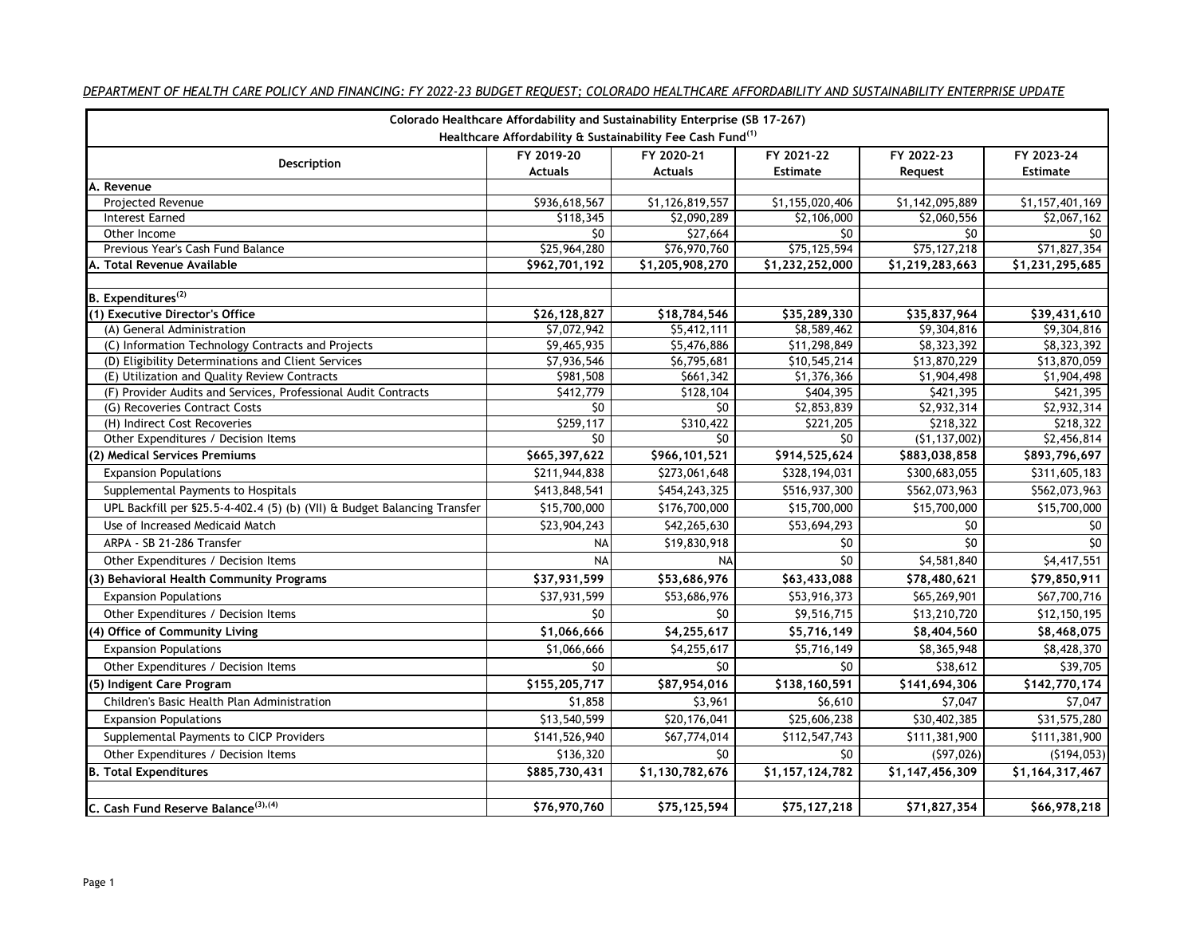*DEPARTMENT OF HEALTH CARE POLICY AND FINANCING: FY 2022-23 BUDGET REQUEST; COLORADO HEALTHCARE AFFORDABILITY AND SUSTAINABILITY ENTERPRISE UPDATE*

| Colorado Healthcare Affordability and Sustainability Enterprise (SB 17-267) Healthcare Affordability & Sustainability Fee Cash Fund[1] | | | | | |
|---|---|---|---|---|---|
| **Description** | **FY 2019-20 Actuals** | **FY 2020-21 Actuals** | **FY 2021-22 Estimate** | **FY 2022-23 Request** | **FY 2023-24 Estimate** |
| **A. Revenue** | | | | | |
| Projected Revenue | $936,618,567 | $1,126,819,557 | $1,155,020,406 | $1,142,095,889 | $1,157,401,169 |
| Interest Earned | $118,345 | $2,090,289 | $2,106,000 | $2,060,556 | $2,067,162 |
| Other Income | $0 | $27,664 | $0 | $0 | $0 |
| Previous Year's Cash Fund Balance | $25,964,280 | $76,970,760 | $75,125,594 | $75,127,218 | $71,827,354 |
| **A. Total Revenue Available** | **$962,701,192** | **$1,205,908,270** | **$1,232,252,000** | **$1,219,283,663** | **$1,231,295,685** |
| | | | | | |
| **B. Expenditures[2]** | | | | | |
| **(1) Executive Director's Office** | **$26,128,827** | **$18,784,546** | **$35,289,330** | **$35,837,964** | **$39,431,610** |
| (A) General Administration | $7,072,942 | $5,412,111 | $8,589,462 | $9,304,816 | $9,304,816 |
| (C) Information Technology Contracts and Projects | $9,465,935 | $5,476,886 | $11,298,849 | $8,323,392 | $8,323,392 |
| (D) Eligibility Determinations and Client Services | $7,936,546 | $6,795,681 | $10,545,214 | $13,870,229 | $13,870,059 |
| (E) Utilization and Quality Review Contracts | $981,508 | $661,342 | $1,376,366 | $1,904,498 | $1,904,498 |
| (F) Provider Audits and Services, Professional Audit Contracts | $412,779 | $128,104 | $404,395 | $421,395 | $421,395 |
| (G) Recoveries Contract Costs | $0 | $0 | $2,853,839 | $2,932,314 | $2,932,314 |
| (H) Indirect Cost Recoveries | $259,117 | $310,422 | $221,205 | $218,322 | $218,322 |
| Other Expenditures / Decision Items | $0 | $0 | $0 | ($1,137,002) | $2,456,814 |
| **(2) Medical Services Premiums** | **$665,397,622** | **$966,101,521** | **$914,525,624** | **$883,038,858** | **$893,796,697** |
| Expansion Populations | $211,944,838 | $273,061,648 | $328,194,031 | $300,683,055 | $311,605,183 |
| Supplemental Payments to Hospitals | $413,848,541 | $454,243,325 | $516,937,300 | $562,073,963 | $562,073,963 |
| UPL Backfill per §25.5-4-402.4 (5) (b) (VII) & Budget Balancing Transfer | $15,700,000 | $176,700,000 | $15,700,000 | $15,700,000 | $15,700,000 |
| Use of Increased Medicaid Match | $23,904,243 | $42,265,630 | $53,694,293 | $0 | $0 |
| ARPA - SB 21-286 Transfer | NA | $19,830,918 | $0 | $0 | $0 |
| Other Expenditures / Decision Items | NA | NA | $0 | $4,581,840 | $4,417,551 |
| **(3) Behavioral Health Community Programs** | **$37,931,599** | **$53,686,976** | **$63,433,088** | **$78,480,621** | **$79,850,911** |
| Expansion Populations | $37,931,599 | $53,686,976 | $53,916,373 | $65,269,901 | $67,700,716 |
| Other Expenditures / Decision Items | $0 | $0 | $9,516,715 | $13,210,720 | $12,150,195 |
| **(4) Office of Community Living** | **$1,066,666** | **$4,255,617** | **$5,716,149** | **$8,404,560** | **$8,468,075** |
| Expansion Populations | $1,066,666 | $4,255,617 | $5,716,149 | $8,365,948 | $8,428,370 |
| Other Expenditures / Decision Items | $0 | $0 | $0 | $38,612 | $39,705 |
| **(5) Indigent Care Program** | **$155,205,717** | **$87,954,016** | **$138,160,591** | **$141,694,306** | **$142,770,174** |
| Children's Basic Health Plan Administration | $1,858 | $3,961 | $6,610 | $7,047 | $7,047 |
| Expansion Populations | $13,540,599 | $20,176,041 | $25,606,238 | $30,402,385 | $31,575,280 |
| Supplemental Payments to CICP Providers | $141,526,940 | $67,774,014 | $112,547,743 | $111,381,900 | $111,381,900 |
| Other Expenditures / Decision Items | $136,320 | $0 | $0 | ($97,026) | ($194,053) |
| **B. Total Expenditures** | **$885,730,431** | **$1,130,782,676** | **$1,157,124,782** | **$1,147,456,309** | **$1,164,317,467** |
| | | | | | |
| **C. Cash Fund Reserve Balance[3],[4]** | **$76,970,760** | **$75,125,594** | **$75,127,218** | **$71,827,354** | **$66,978,218** |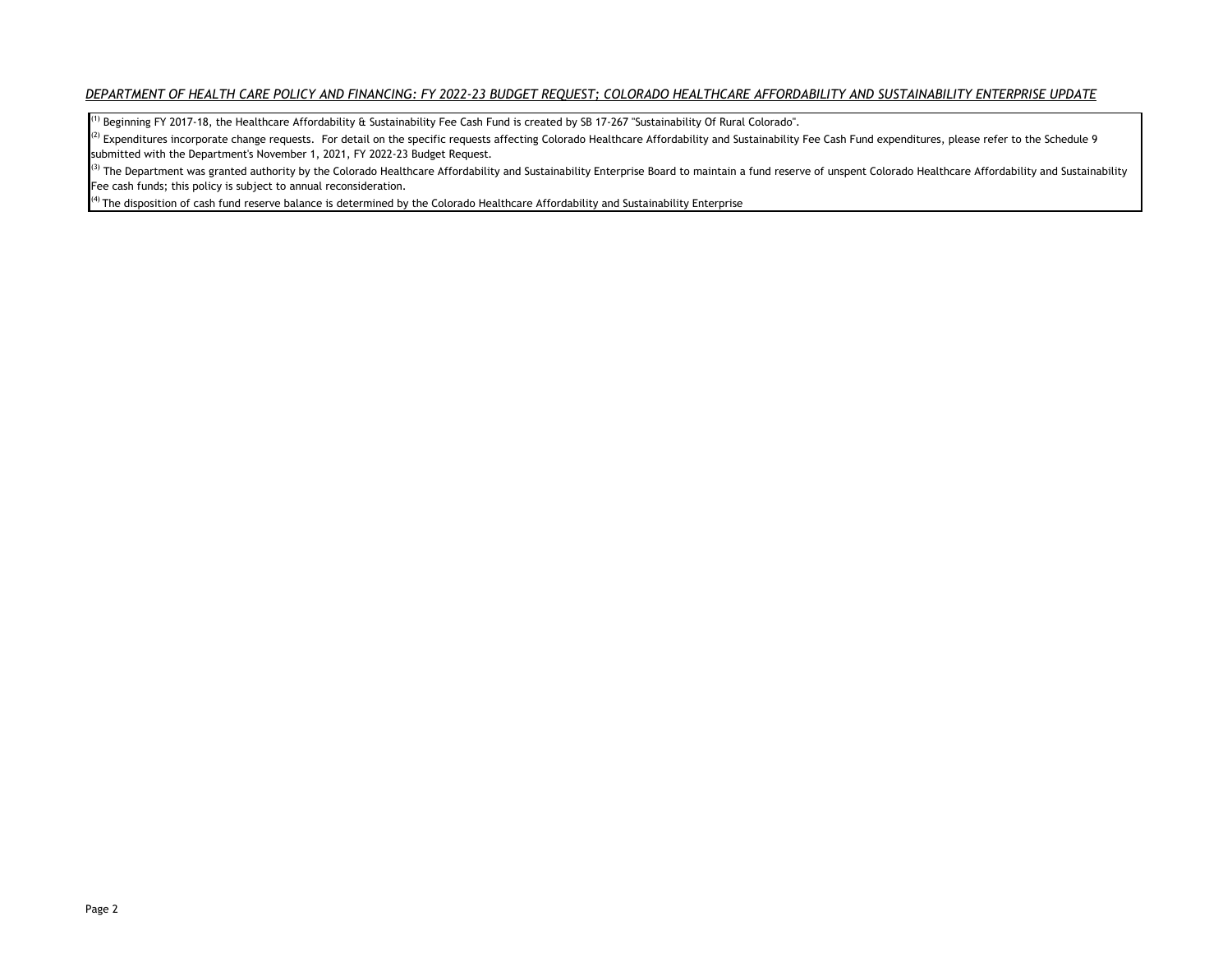*DEPARTMENT OF HEALTH CARE POLICY AND FINANCING: FY 2022-23 BUDGET REQUEST; COLORADO HEALTHCARE AFFORDABILITY AND SUSTAINABILITY ENTERPRISE UPDATE*

(1) Beginning FY 2017-18, the Healthcare Affordability & Sustainability Fee Cash Fund is created by SB 17-267 "Sustainability Of Rural Colorado".

(2) Expenditures incorporate change requests. For detail on the specific requests affecting Colorado Healthcare Affordability and Sustainability Fee Cash Fund expenditures, please refer to the Schedule 9 submitted with the Department's November 1, 2021, FY 2022-23 Budget Request.

(3) The Department was granted authority by the Colorado Healthcare Affordability and Sustainability Enterprise Board to maintain a fund reserve of unspent Colorado Healthcare Affordability and Sustainability Fee cash funds; this policy is subject to annual reconsideration.

(4) The disposition of cash fund reserve balance is determined by the Colorado Healthcare Affordability and Sustainability Enterprise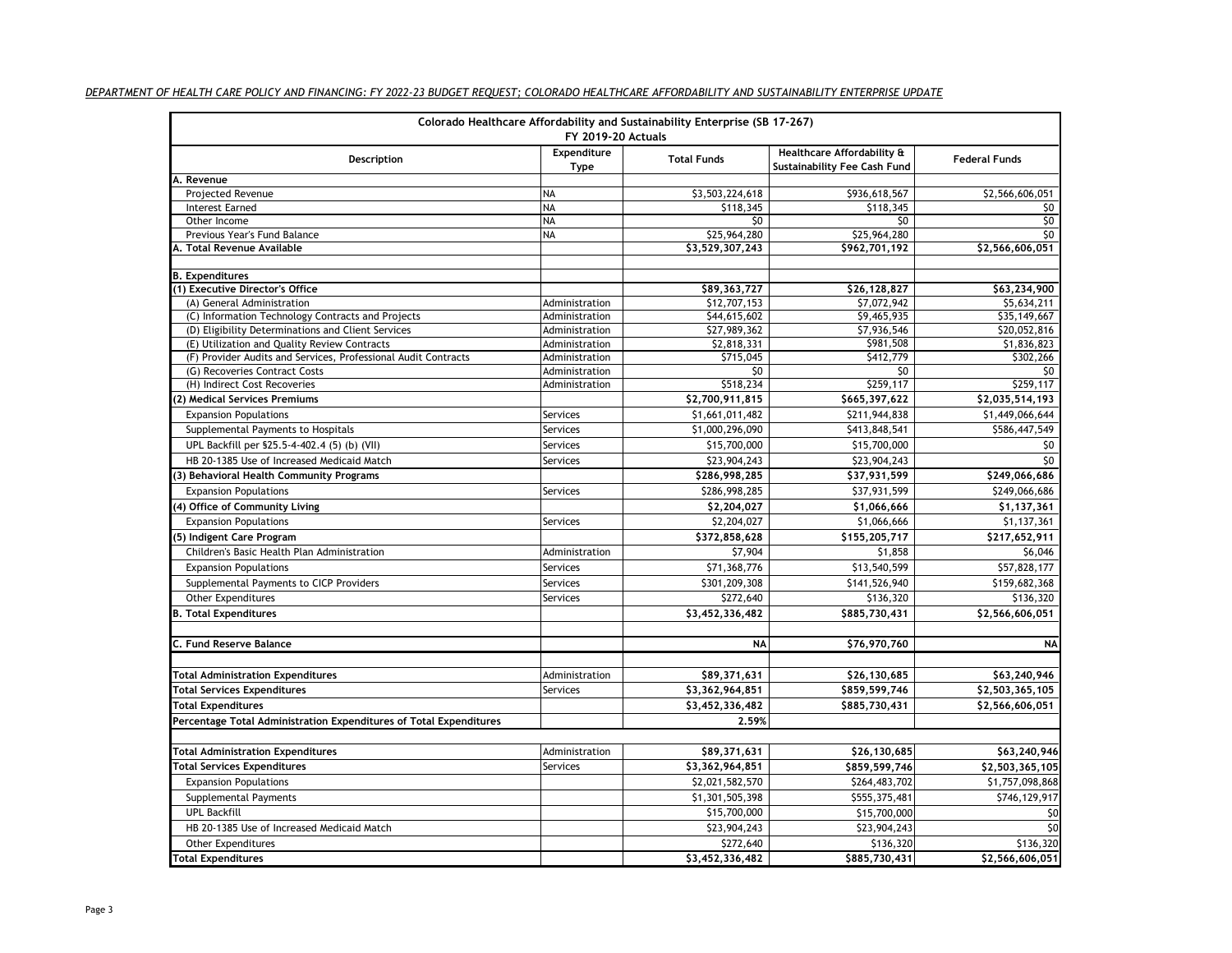*DEPARTMENT OF HEALTH CARE POLICY AND FINANCING: FY 2022-23 BUDGET REQUEST; COLORADO HEALTHCARE AFFORDABILITY AND SUSTAINABILITY ENTERPRISE UPDATE*

| Colorado Healthcare Affordability and Sustainability Enterprise (SB 17-267) FY 2019-20 Actuals | | | | |
|---|---|---|---|---|
| **Description** | **Expenditure Type** | **Total Funds** | **Healthcare Affordability & Sustainability Fee Cash Fund** | **Federal Funds** |
| **A. Revenue** | | | | |
| Projected Revenue | NA | $3,503,224,618 | $936,618,567 | $2,566,606,051 |
| Interest Earned | NA | $118,345 | $118,345 | $0 |
| Other Income | NA | $0 | $0 | $0 |
| Previous Year's Fund Balance | NA | $25,964,280 | $25,964,280 | $0 |
| **A. Total Revenue Available** | | **$3,529,307,243** | **$962,701,192** | **$2,566,606,051** |
| | | | | |
| **B. Expenditures** | | | | |
| **(1) Executive Director's Office** | | **$89,363,727** | **$26,128,827** | **$63,234,900** |
| (A) General Administration | Administration | $12,707,153 | $7,072,942 | $5,634,211 |
| (C) Information Technology Contracts and Projects | Administration | $44,615,602 | $9,465,935 | $35,149,667 |
| (D) Eligibility Determinations and Client Services | Administration | $27,989,362 | $7,936,546 | $20,052,816 |
| (E) Utilization and Quality Review Contracts | Administration | $2,818,331 | $981,508 | $1,836,823 |
| (F) Provider Audits and Services, Professional Audit Contracts | Administration | $715,045 | $412,779 | $302,266 |
| (G) Recoveries Contract Costs | Administration | $0 | $0 | $0 |
| (H) Indirect Cost Recoveries | Administration | $518,234 | $259,117 | $259,117 |
| **(2) Medical Services Premiums** | | **$2,700,911,815** | **$665,397,622** | **$2,035,514,193** |
| Expansion Populations | Services | $1,661,011,482 | $211,944,838 | $1,449,066,644 |
| Supplemental Payments to Hospitals | Services | $1,000,296,090 | $413,848,541 | $586,447,549 |
| UPL Backfill per §25.5-4-402.4 (5) (b) (VII) | Services | $15,700,000 | $15,700,000 | $0 |
| HB 20-1385 Use of Increased Medicaid Match | Services | $23,904,243 | $23,904,243 | $0 |
| **(3) Behavioral Health Community Programs** | | **$286,998,285** | **$37,931,599** | **$249,066,686** |
| Expansion Populations | Services | $286,998,285 | $37,931,599 | $249,066,686 |
| **(4) Office of Community Living** | | **$2,204,027** | **$1,066,666** | **$1,137,361** |
| Expansion Populations | Services | $2,204,027 | $1,066,666 | $1,137,361 |
| **(5) Indigent Care Program** | | **$372,858,628** | **$155,205,717** | **$217,652,911** |
| Children's Basic Health Plan Administration | Administration | $7,904 | $1,858 | $6,046 |
| Expansion Populations | Services | $71,368,776 | $13,540,599 | $57,828,177 |
| Supplemental Payments to CICP Providers | Services | $301,209,308 | $141,526,940 | $159,682,368 |
| Other Expenditures | Services | $272,640 | $136,320 | $136,320 |
| **B. Total Expenditures** | | **$3,452,336,482** | **$885,730,431** | **$2,566,606,051** |
| | | | | |
| **C. Fund Reserve Balance** | | **NA** | **$76,970,760** | **NA** |
| | | | | |
| **Total Administration Expenditures** | Administration | **$89,371,631** | **$26,130,685** | **$63,240,946** |
| **Total Services Expenditures** | Services | **$3,362,964,851** | **$859,599,746** | **$2,503,365,105** |
| **Total Expenditures** | | **$3,452,336,482** | **$885,730,431** | **$2,566,606,051** |
| **Percentage Total Administration Expenditures of Total Expenditures** | | **2.59%** | | |
| | | | | |
| **Total Administration Expenditures** | Administration | **$89,371,631** | **$26,130,685** | **$63,240,946** |
| **Total Services Expenditures** | Services | **$3,362,964,851** | **$859,599,746** | **$2,503,365,105** |
| Expansion Populations | | $2,021,582,570 | $264,483,702 | $1,757,098,868 |
| Supplemental Payments | | $1,301,505,398 | $555,375,481 | $746,129,917 |
| UPL Backfill | | $15,700,000 | $15,700,000 | $0 |
| HB 20-1385 Use of Increased Medicaid Match | | $23,904,243 | $23,904,243 | $0 |
| Other Expenditures | | $272,640 | $136,320 | $136,320 |
| **Total Expenditures** | | **$3,452,336,482** | **$885,730,431** | **$2,566,606,051** |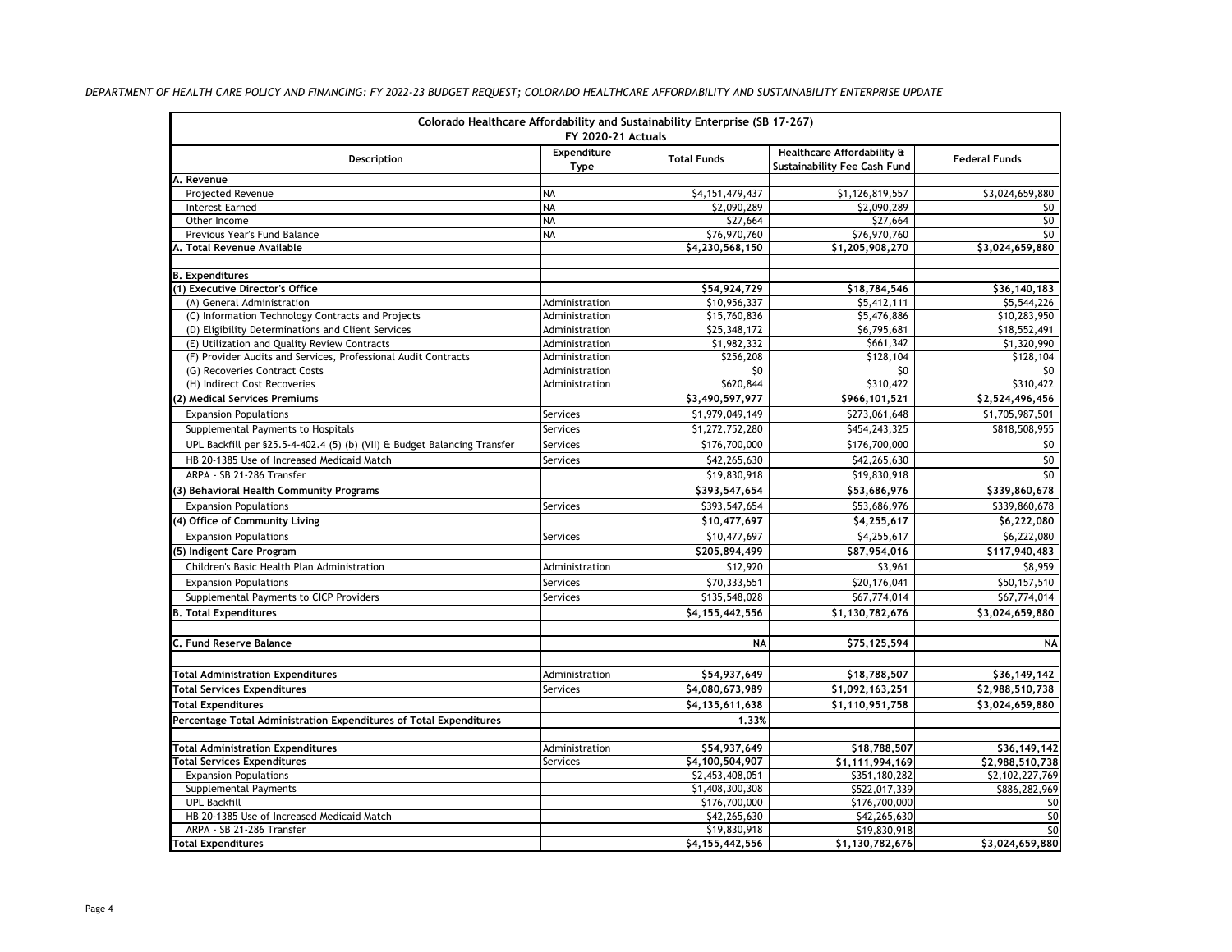*DEPARTMENT OF HEALTH CARE POLICY AND FINANCING: FY 2022-23 BUDGET REQUEST; COLORADO HEALTHCARE AFFORDABILITY AND SUSTAINABILITY ENTERPRISE UPDATE*

| Colorado Healthcare Affordability and Sustainability Enterprise (SB 17-267) FY 2020-21 Actuals | | | | |
|---|---|---|---|---|
| **Description** | **Expenditure Type** | **Total Funds** | **Healthcare Affordability & Sustainability Fee Cash Fund** | **Federal Funds** |
| **A. Revenue** | | | | |
| Projected Revenue | NA | $4,151,479,437 | $1,126,819,557 | $3,024,659,880 |
| Interest Earned | NA | $2,090,289 | $2,090,289 | $0 |
| Other Income | NA | $27,664 | $27,664 | $0 |
| Previous Year's Fund Balance | NA | $76,970,760 | $76,970,760 | $0 |
| **A. Total Revenue Available** | | **$4,230,568,150** | **$1,205,908,270** | **$3,024,659,880** |
| | | | | |
| **B. Expenditures** | | | | |
| **(1) Executive Director's Office** | | **$54,924,729** | **$18,784,546** | **$36,140,183** |
| (A) General Administration | Administration | $10,956,337 | $5,412,111 | $5,544,226 |
| (C) Information Technology Contracts and Projects | Administration | $15,760,836 | $5,476,886 | $10,283,950 |
| (D) Eligibility Determinations and Client Services | Administration | $25,348,172 | $6,795,681 | $18,552,491 |
| (E) Utilization and Quality Review Contracts | Administration | $1,982,332 | $661,342 | $1,320,990 |
| (F) Provider Audits and Services, Professional Audit Contracts | Administration | $256,208 | $128,104 | $128,104 |
| (G) Recoveries Contract Costs | Administration | $0 | $0 | $0 |
| (H) Indirect Cost Recoveries | Administration | $620,844 | $310,422 | $310,422 |
| **(2) Medical Services Premiums** | | **$3,490,597,977** | **$966,101,521** | **$2,524,496,456** |
| Expansion Populations | Services | $1,979,049,149 | $273,061,648 | $1,705,987,501 |
| Supplemental Payments to Hospitals | Services | $1,272,752,280 | $454,243,325 | $818,508,955 |
| UPL Backfill per §25.5-4-402.4 (5) (b) (VII) & Budget Balancing Transfer | Services | $176,700,000 | $176,700,000 | $0 |
| HB 20-1385 Use of Increased Medicaid Match | Services | $42,265,630 | $42,265,630 | $0 |
| ARPA - SB 21-286 Transfer | | $19,830,918 | $19,830,918 | $0 |
| **(3) Behavioral Health Community Programs** | | **$393,547,654** | **$53,686,976** | **$339,860,678** |
| Expansion Populations | Services | $393,547,654 | $53,686,976 | $339,860,678 |
| **(4) Office of Community Living** | | **$10,477,697** | **$4,255,617** | **$6,222,080** |
| Expansion Populations | Services | $10,477,697 | $4,255,617 | $6,222,080 |
| **(5) Indigent Care Program** | | **$205,894,499** | **$87,954,016** | **$117,940,483** |
| Children's Basic Health Plan Administration | Administration | $12,920 | $3,961 | $8,959 |
| Expansion Populations | Services | $70,333,551 | $20,176,041 | $50,157,510 |
| Supplemental Payments to CICP Providers | Services | $135,548,028 | $67,774,014 | $67,774,014 |
| **B. Total Expenditures** | | **$4,155,442,556** | **$1,130,782,676** | **$3,024,659,880** |
| | | | | |
| **C. Fund Reserve Balance** | | **NA** | **$75,125,594** | **NA** |
| | | | | |
| **Total Administration Expenditures** | Administration | **$54,937,649** | **$18,788,507** | **$36,149,142** |
| **Total Services Expenditures** | Services | **$4,080,673,989** | **$1,092,163,251** | **$2,988,510,738** |
| **Total Expenditures** | | **$4,135,611,638** | **$1,110,951,758** | **$3,024,659,880** |
| **Percentage Total Administration Expenditures of Total Expenditures** | | **1.33%** | | |
| | | | | |
| **Total Administration Expenditures** | Administration | **$54,937,649** | **$18,788,507** | **$36,149,142** |
| **Total Services Expenditures** | Services | **$4,100,504,907** | **$1,111,994,169** | **$2,988,510,738** |
| Expansion Populations | | $2,453,408,051 | $351,180,282 | $2,102,227,769 |
| Supplemental Payments | | $1,408,300,308 | $522,017,339 | $886,282,969 |
| UPL Backfill | | $176,700,000 | $176,700,000 | $0 |
| HB 20-1385 Use of Increased Medicaid Match | | $42,265,630 | $42,265,630 | $0 |
| ARPA - SB 21-286 Transfer | | $19,830,918 | $19,830,918 | $0 |
| **Total Expenditures** | | **$4,155,442,556** | **$1,130,782,676** | **$3,024,659,880** |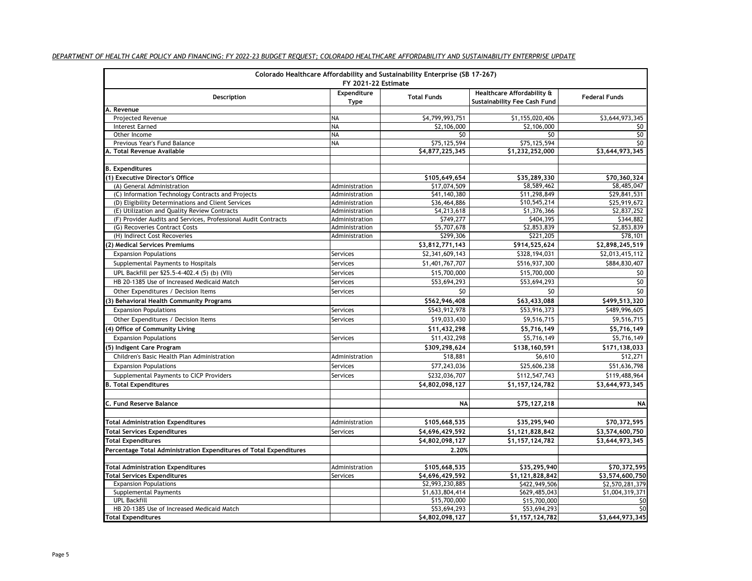*DEPARTMENT OF HEALTH CARE POLICY AND FINANCING: FY 2022-23 BUDGET REQUEST; COLORADO HEALTHCARE AFFORDABILITY AND SUSTAINABILITY ENTERPRISE UPDATE*

| Colorado Healthcare Affordability and Sustainability Enterprise (SB 17-267) FY 2021-22 Estimate | | | | |
|---|---|---|---|---|
| **Description** | **Expenditure Type** | **Total Funds** | **Healthcare Affordability & Sustainability Fee Cash Fund** | **Federal Funds** |
| **A. Revenue** | | | | |
| Projected Revenue | NA | $4,799,993,751 | $1,155,020,406 | $3,644,973,345 |
| Interest Earned | NA | $2,106,000 | $2,106,000 | $0 |
| Other Income | NA | $0 | $0 | $0 |
| Previous Year's Fund Balance | NA | $75,125,594 | $75,125,594 | $0 |
| **A. Total Revenue Available** | | **$4,877,225,345** | **$1,232,252,000** | **$3,644,973,345** |
| | | | | |
| **B. Expenditures** | | | | |
| **(1) Executive Director's Office** | | **$105,649,654** | **$35,289,330** | **$70,360,324** |
| (A) General Administration | Administration | $17,074,509 | $8,589,462 | $8,485,047 |
| (C) Information Technology Contracts and Projects | Administration | $41,140,380 | $11,298,849 | $29,841,531 |
| (D) Eligibility Determinations and Client Services | Administration | $36,464,886 | $10,545,214 | $25,919,672 |
| (E) Utilization and Quality Review Contracts | Administration | $4,213,618 | $1,376,366 | $2,837,252 |
| (F) Provider Audits and Services, Professional Audit Contracts | Administration | $749,277 | $404,395 | $344,882 |
| (G) Recoveries Contract Costs | Administration | $5,707,678 | $2,853,839 | $2,853,839 |
| (H) Indirect Cost Recoveries | Administration | $299,306 | $221,205 | $78,101 |
| **(2) Medical Services Premiums** | | **$3,812,771,143** | **$914,525,624** | **$2,898,245,519** |
| Expansion Populations | Services | $2,341,609,143 | $328,194,031 | $2,013,415,112 |
| Supplemental Payments to Hospitals | Services | $1,401,767,707 | $516,937,300 | $884,830,407 |
| UPL Backfill per §25.5-4-402.4 (5) (b) (VII) | Services | $15,700,000 | $15,700,000 | $0 |
| HB 20-1385 Use of Increased Medicaid Match | Services | $53,694,293 | $53,694,293 | $0 |
| Other Expenditures / Decision Items | Services | $0 | $0 | $0 |
| **(3) Behavioral Health Community Programs** | | **$562,946,408** | **$63,433,088** | **$499,513,320** |
| Expansion Populations | Services | $543,912,978 | $53,916,373 | $489,996,605 |
| Other Expenditures / Decision Items | Services | $19,033,430 | $9,516,715 | $9,516,715 |
| **(4) Office of Community Living** | | **$11,432,298** | **$5,716,149** | **$5,716,149** |
| Expansion Populations | Services | $11,432,298 | $5,716,149 | $5,716,149 |
| **(5) Indigent Care Program** | | **$309,298,624** | **$138,160,591** | **$171,138,033** |
| Children's Basic Health Plan Administration | Administration | $18,881 | $6,610 | $12,271 |
| Expansion Populations | Services | $77,243,036 | $25,606,238 | $51,636,798 |
| Supplemental Payments to CICP Providers | Services | $232,036,707 | $112,547,743 | $119,488,964 |
| **B. Total Expenditures** | | **$4,802,098,127** | **$1,157,124,782** | **$3,644,973,345** |
| | | | | |
| **C. Fund Reserve Balance** | | **NA** | **$75,127,218** | **NA** |
| | | | | |
| **Total Administration Expenditures** | Administration | **$105,668,535** | **$35,295,940** | **$70,372,595** |
| **Total Services Expenditures** | Services | **$4,696,429,592** | **$1,121,828,842** | **$3,574,600,750** |
| **Total Expenditures** | | **$4,802,098,127** | **$1,157,124,782** | **$3,644,973,345** |
| **Percentage Total Administration Expenditures of Total Expenditures** | | **2.20%** | | |
| | | | | |
| **Total Administration Expenditures** | Administration | **$105,668,535** | **$35,295,940** | **$70,372,595** |
| **Total Services Expenditures** | Services | **$4,696,429,592** | **$1,121,828,842** | **$3,574,600,750** |
| Expansion Populations | | $2,993,230,885 | $422,949,506 | $2,570,281,379 |
| Supplemental Payments | | $1,633,804,414 | $629,485,043 | $1,004,319,371 |
| UPL Backfill | | $15,700,000 | $15,700,000 | $0 |
| HB 20-1385 Use of Increased Medicaid Match | | $53,694,293 | $53,694,293 | $0 |
| **Total Expenditures** | | **$4,802,098,127** | **$1,157,124,782** | **$3,644,973,345** |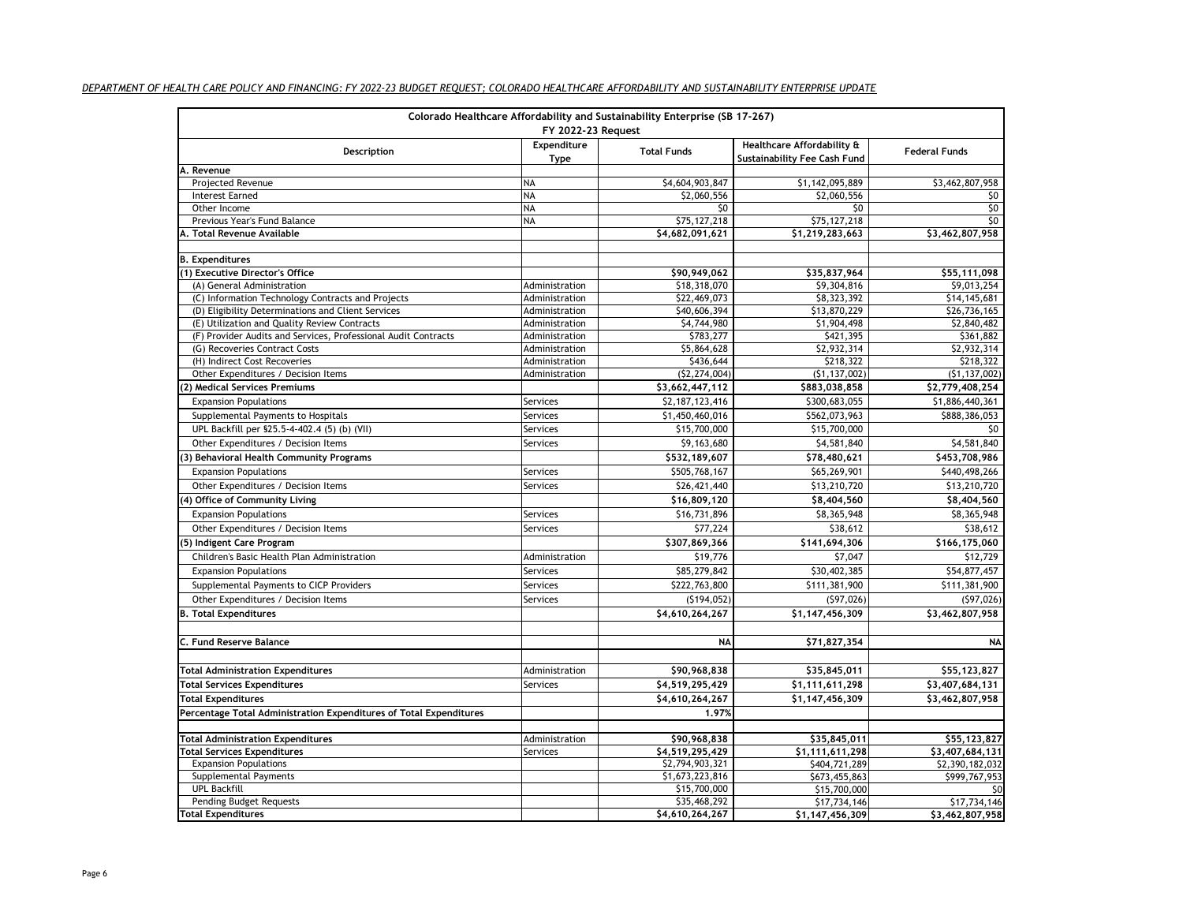*DEPARTMENT OF HEALTH CARE POLICY AND FINANCING: FY 2022-23 BUDGET REQUEST; COLORADO HEALTHCARE AFFORDABILITY AND SUSTAINABILITY ENTERPRISE UPDATE*

| Colorado Healthcare Affordability and Sustainability Enterprise (SB 17-267) FY 2022-23 Request | | | | |
|---|---|---|---|---|
| **Description** | **Expenditure Type** | **Total Funds** | **Healthcare Affordability & Sustainability Fee Cash Fund** | **Federal Funds** |
| **A. Revenue** | | | | |
| Projected Revenue | NA | $4,604,903,847 | $1,142,095,889 | $3,462,807,958 |
| Interest Earned | NA | $2,060,556 | $2,060,556 | $0 |
| Other Income | NA | $0 | $0 | $0 |
| Previous Year's Fund Balance | NA | $75,127,218 | $75,127,218 | $0 |
| **A. Total Revenue Available** | | **$4,682,091,621** | **$1,219,283,663** | **$3,462,807,958** |
| | | | | |
| **B. Expenditures** | | | | |
| **(1) Executive Director's Office** | | **$90,949,062** | **$35,837,964** | **$55,111,098** |
| (A) General Administration | Administration | $18,318,070 | $9,304,816 | $9,013,254 |
| (C) Information Technology Contracts and Projects | Administration | $22,469,073 | $8,323,392 | $14,145,681 |
| (D) Eligibility Determinations and Client Services | Administration | $40,606,394 | $13,870,229 | $26,736,165 |
| (E) Utilization and Quality Review Contracts | Administration | $4,744,980 | $1,904,498 | $2,840,482 |
| (F) Provider Audits and Services, Professional Audit Contracts | Administration | $783,277 | $421,395 | $361,882 |
| (G) Recoveries Contract Costs | Administration | $5,864,628 | $2,932,314 | $2,932,314 |
| (H) Indirect Cost Recoveries | Administration | $436,644 | $218,322 | $218,322 |
| Other Expenditures / Decision Items | Administration | ($2,274,004) | ($1,137,002) | ($1,137,002) |
| **(2) Medical Services Premiums** | | **$3,662,447,112** | **$883,038,858** | **$2,779,408,254** |
| Expansion Populations | Services | $2,187,123,416 | $300,683,055 | $1,886,440,361 |
| Supplemental Payments to Hospitals | Services | $1,450,460,016 | $562,073,963 | $888,386,053 |
| UPL Backfill per §25.5-4-402.4 (5) (b) (VII) | Services | $15,700,000 | $15,700,000 | $0 |
| Other Expenditures / Decision Items | Services | $9,163,680 | $4,581,840 | $4,581,840 |
| **(3) Behavioral Health Community Programs** | | **$532,189,607** | **$78,480,621** | **$453,708,986** |
| Expansion Populations | Services | $505,768,167 | $65,269,901 | $440,498,266 |
| Other Expenditures / Decision Items | Services | $26,421,440 | $13,210,720 | $13,210,720 |
| **(4) Office of Community Living** | | **$16,809,120** | **$8,404,560** | **$8,404,560** |
| Expansion Populations | Services | $16,731,896 | $8,365,948 | $8,365,948 |
| Other Expenditures / Decision Items | Services | $77,224 | $38,612 | $38,612 |
| **(5) Indigent Care Program** | | **$307,869,366** | **$141,694,306** | **$166,175,060** |
| Children's Basic Health Plan Administration | Administration | $19,776 | $7,047 | $12,729 |
| Expansion Populations | Services | $85,279,842 | $30,402,385 | $54,877,457 |
| Supplemental Payments to CICP Providers | Services | $222,763,800 | $111,381,900 | $111,381,900 |
| Other Expenditures / Decision Items | Services | ($194,052) | ($97,026) | ($97,026) |
| **B. Total Expenditures** | | **$4,610,264,267** | **$1,147,456,309** | **$3,462,807,958** |
| | | | | |
| **C. Fund Reserve Balance** | | **NA** | **$71,827,354** | **NA** |
| | | | | |
| **Total Administration Expenditures** | Administration | **$90,968,838** | **$35,845,011** | **$55,123,827** |
| **Total Services Expenditures** | Services | **$4,519,295,429** | **$1,111,611,298** | **$3,407,684,131** |
| **Total Expenditures** | | **$4,610,264,267** | **$1,147,456,309** | **$3,462,807,958** |
| **Percentage Total Administration Expenditures of Total Expenditures** | | **1.97%** | | |
| | | | | |
| **Total Administration Expenditures** | Administration | **$90,968,838** | **$35,845,011** | **$55,123,827** |
| **Total Services Expenditures** | Services | **$4,519,295,429** | **$1,111,611,298** | **$3,407,684,131** |
| Expansion Populations | | $2,794,903,321 | $404,721,289 | $2,390,182,032 |
| Supplemental Payments | | $1,673,223,816 | $673,455,863 | $999,767,953 |
| UPL Backfill | | $15,700,000 | $15,700,000 | $0 |
| Pending Budget Requests | | $35,468,292 | $17,734,146 | $17,734,146 |
| **Total Expenditures** | | **$4,610,264,267** | **$1,147,456,309** | **$3,462,807,958** |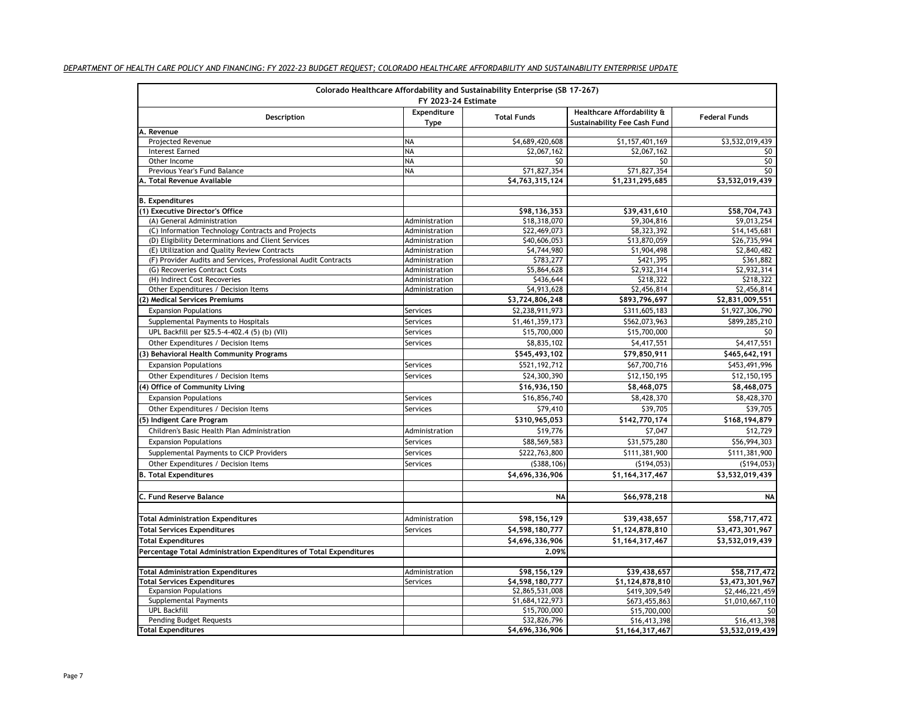*DEPARTMENT OF HEALTH CARE POLICY AND FINANCING: FY 2022-23 BUDGET REQUEST; COLORADO HEALTHCARE AFFORDABILITY AND SUSTAINABILITY ENTERPRISE UPDATE*

| Colorado Healthcare Affordability and Sustainability Enterprise (SB 17-267) FY 2023-24 Estimate | | | | |
|---|---|---|---|---|
| **Description** | **Expenditure Type** | **Total Funds** | **Healthcare Affordability & Sustainability Fee Cash Fund** | **Federal Funds** |
| **A. Revenue** | | | | |
| Projected Revenue | NA | $4,689,420,608 | $1,157,401,169 | $3,532,019,439 |
| Interest Earned | NA | $2,067,162 | $2,067,162 | $0 |
| Other Income | NA | $0 | $0 | $0 |
| Previous Year's Fund Balance | NA | $71,827,354 | $71,827,354 | $0 |
| **A. Total Revenue Available** | | **$4,763,315,124** | **$1,231,295,685** | **$3,532,019,439** |
| | | | | |
| **B. Expenditures** | | | | |
| **(1) Executive Director's Office** | | **$98,136,353** | **$39,431,610** | **$58,704,743** |
| (A) General Administration | Administration | $18,318,070 | $9,304,816 | $9,013,254 |
| (C) Information Technology Contracts and Projects | Administration | $22,469,073 | $8,323,392 | $14,145,681 |
| (D) Eligibility Determinations and Client Services | Administration | $40,606,053 | $13,870,059 | $26,735,994 |
| (E) Utilization and Quality Review Contracts | Administration | $4,744,980 | $1,904,498 | $2,840,482 |
| (F) Provider Audits and Services, Professional Audit Contracts | Administration | $783,277 | $421,395 | $361,882 |
| (G) Recoveries Contract Costs | Administration | $5,864,628 | $2,932,314 | $2,932,314 |
| (H) Indirect Cost Recoveries | Administration | $436,644 | $218,322 | $218,322 |
| Other Expenditures / Decision Items | Administration | $4,913,628 | $2,456,814 | $2,456,814 |
| **(2) Medical Services Premiums** | | **$3,724,806,248** | **$893,796,697** | **$2,831,009,551** |
| Expansion Populations | Services | $2,238,911,973 | $311,605,183 | $1,927,306,790 |
| Supplemental Payments to Hospitals | Services | $1,461,359,173 | $562,073,963 | $899,285,210 |
| UPL Backfill per §25.5-4-402.4 (5) (b) (VII) | Services | $15,700,000 | $15,700,000 | $0 |
| Other Expenditures / Decision Items | Services | $8,835,102 | $4,417,551 | $4,417,551 |
| **(3) Behavioral Health Community Programs** | | **$545,493,102** | **$79,850,911** | **$465,642,191** |
| Expansion Populations | Services | $521,192,712 | $67,700,716 | $453,491,996 |
| Other Expenditures / Decision Items | Services | $24,300,390 | $12,150,195 | $12,150,195 |
| **(4) Office of Community Living** | | **$16,936,150** | **$8,468,075** | **$8,468,075** |
| Expansion Populations | Services | $16,856,740 | $8,428,370 | $8,428,370 |
| Other Expenditures / Decision Items | Services | $79,410 | $39,705 | $39,705 |
| **(5) Indigent Care Program** | | **$310,965,053** | **$142,770,174** | **$168,194,879** |
| Children's Basic Health Plan Administration | Administration | $19,776 | $7,047 | $12,729 |
| Expansion Populations | Services | $88,569,583 | $31,575,280 | $56,994,303 |
| Supplemental Payments to CICP Providers | Services | $222,763,800 | $111,381,900 | $111,381,900 |
| Other Expenditures / Decision Items | Services | ($388,106) | ($194,053) | ($194,053) |
| **B. Total Expenditures** | | **$4,696,336,906** | **$1,164,317,467** | **$3,532,019,439** |
| | | | | |
| **C. Fund Reserve Balance** | | **NA** | **$66,978,218** | **NA** |
| | | | | |
| **Total Administration Expenditures** | Administration | **$98,156,129** | **$39,438,657** | **$58,717,472** |
| **Total Services Expenditures** | Services | **$4,598,180,777** | **$1,124,878,810** | **$3,473,301,967** |
| **Total Expenditures** | | **$4,696,336,906** | **$1,164,317,467** | **$3,532,019,439** |
| **Percentage Total Administration Expenditures of Total Expenditures** | | **2.09%** | | |
| | | | | |
| **Total Administration Expenditures** | Administration | **$98,156,129** | **$39,438,657** | **$58,717,472** |
| **Total Services Expenditures** | Services | **$4,598,180,777** | **$1,124,878,810** | **$3,473,301,967** |
| Expansion Populations | | $2,865,531,008 | $419,309,549 | $2,446,221,459 |
| Supplemental Payments | | $1,684,122,973 | $673,455,863 | $1,010,667,110 |
| UPL Backfill | | $15,700,000 | $15,700,000 | $0 |
| Pending Budget Requests | | $32,826,796 | $16,413,398 | $16,413,398 |
| **Total Expenditures** | | **$4,696,336,906** | **$1,164,317,467** | **$3,532,019,439** |